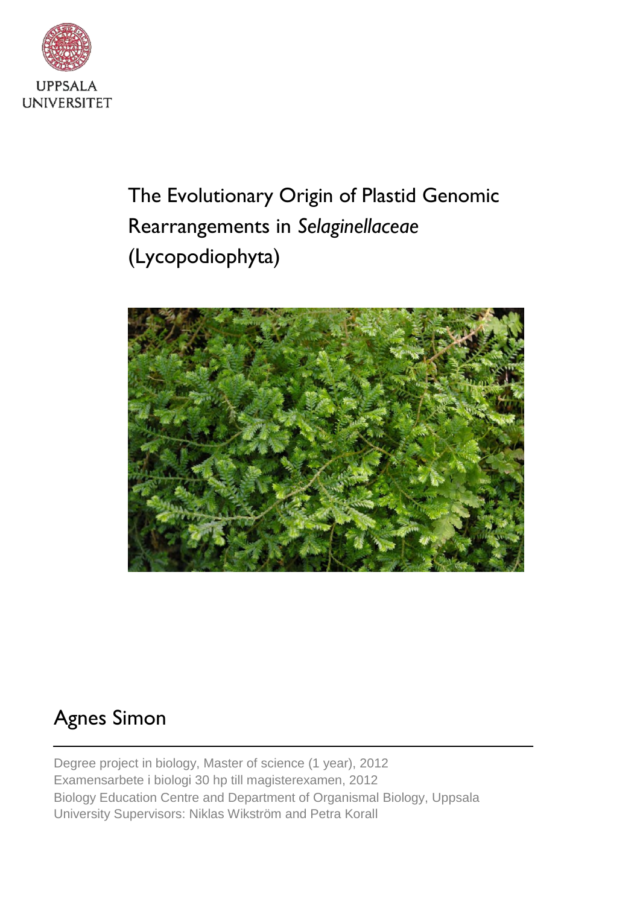UPPSALA UNIVERSITET

# The Evolutionary Origin of Plastid Genomic Rearrangements in *Selaginellaceae* (Lycopodiophyta)

## Agnes Simon

Degree project in biology, Master of science (1 year), 2012
Examensarbete i biologi 30 hp till magisterexamen, 2012
Biology Education Centre and Department of Organismal Biology, Uppsala University Supervisors: Niklas Wikström and Petra Korall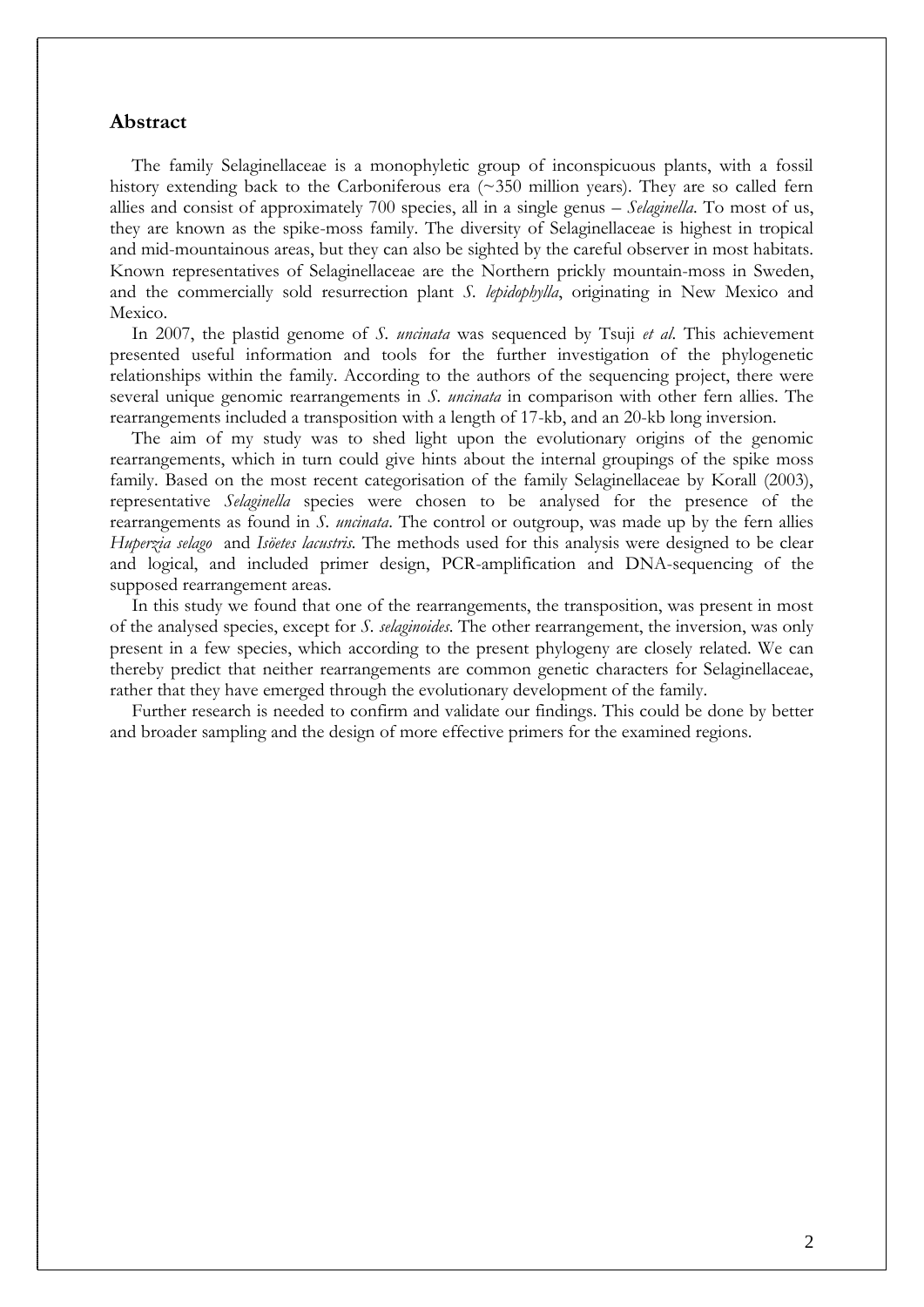## Abstract

The family Selaginellaceae is a monophyletic group of inconspicuous plants, with a fossil history extending back to the Carboniferous era (~350 million years). They are so called fern allies and consist of approximately 700 species, all in a single genus – *Selaginella*. To most of us, they are known as the spike-moss family. The diversity of Selaginellaceae is highest in tropical and mid-mountainous areas, but they can also be sighted by the careful observer in most habitats. Known representatives of Selaginellaceae are the Northern prickly mountain-moss in Sweden, and the commercially sold resurrection plant *S. lepidophylla*, originating in New Mexico and Mexico.

In 2007, the plastid genome of *S. uncinata* was sequenced by Tsuji *et al*. This achievement presented useful information and tools for the further investigation of the phylogenetic relationships within the family. According to the authors of the sequencing project, there were several unique genomic rearrangements in *S. uncinata* in comparison with other fern allies. The rearrangements included a transposition with a length of 17-kb, and an 20-kb long inversion.

The aim of my study was to shed light upon the evolutionary origins of the genomic rearrangements, which in turn could give hints about the internal groupings of the spike moss family. Based on the most recent categorisation of the family Selaginellaceae by Korall (2003), representative *Selaginella* species were chosen to be analysed for the presence of the rearrangements as found in *S. uncinata*. The control or outgroup, was made up by the fern allies *Huperzia selago* and *Isöetes lacustris*. The methods used for this analysis were designed to be clear and logical, and included primer design, PCR-amplification and DNA-sequencing of the supposed rearrangement areas.

In this study we found that one of the rearrangements, the transposition, was present in most of the analysed species, except for *S. selaginoides*. The other rearrangement, the inversion, was only present in a few species, which according to the present phylogeny are closely related. We can thereby predict that neither rearrangements are common genetic characters for Selaginellaceae, rather that they have emerged through the evolutionary development of the family.

Further research is needed to confirm and validate our findings. This could be done by better and broader sampling and the design of more effective primers for the examined regions.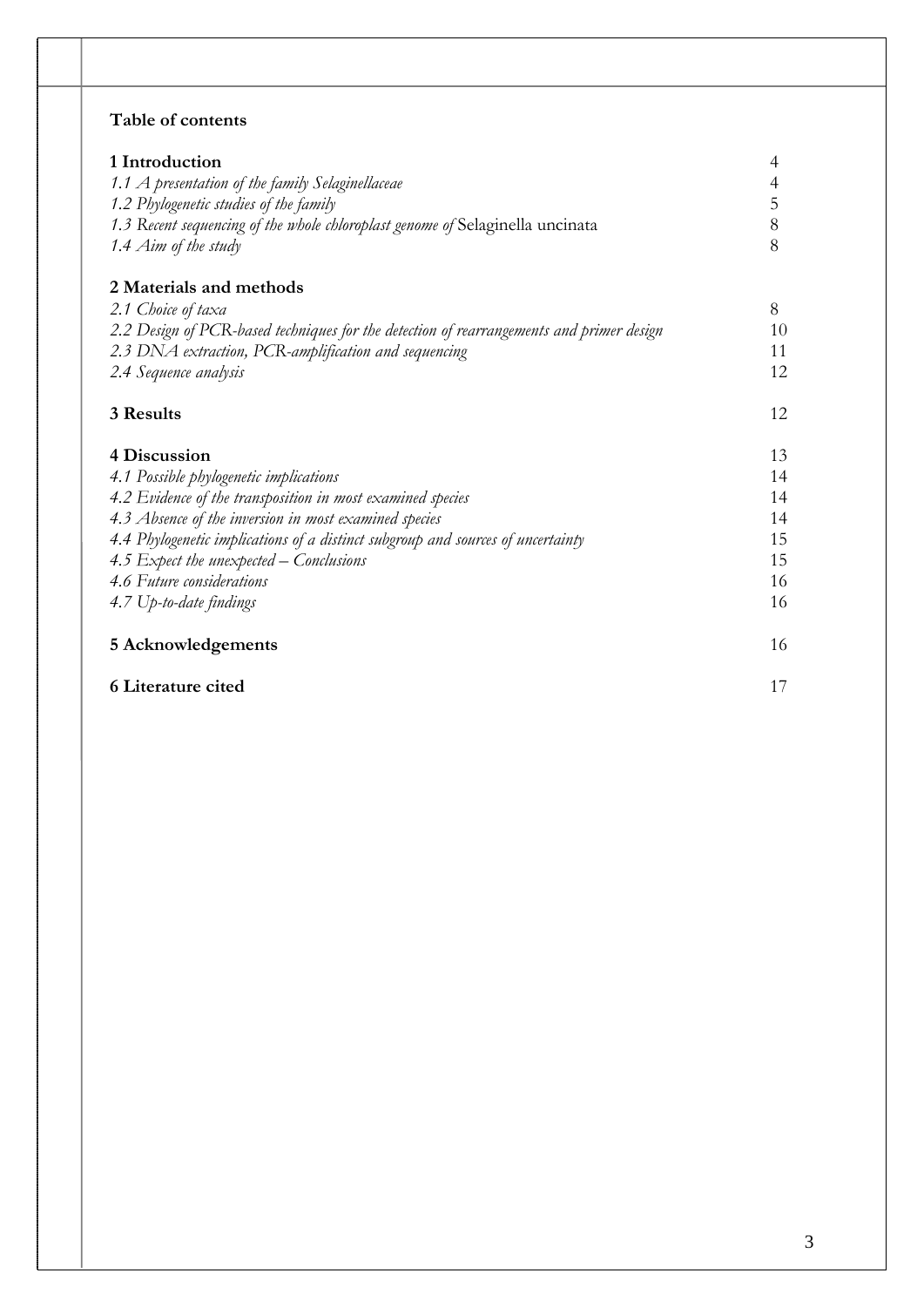**Table of contents**

| | |
|---|---|
| **1 Introduction** | 4 |
| *1.1 A presentation of the family Selaginellaceae* | 4 |
| *1.2 Phylogenetic studies of the family* | 5 |
| *1.3 Recent sequencing of the whole chloroplast genome of* Selaginella uncinata | 8 |
| *1.4 Aim of the study* | 8 |
| **2 Materials and methods** | |
| *2.1 Choice of taxa* | 8 |
| *2.2 Design of PCR-based techniques for the detection of rearrangements and primer design* | 10 |
| *2.3 DNA extraction, PCR-amplification and sequencing* | 11 |
| *2.4 Sequence analysis* | 12 |
| **3 Results** | 12 |
| **4 Discussion** | 13 |
| *4.1 Possible phylogenetic implications* | 14 |
| *4.2 Evidence of the transposition in most examined species* | 14 |
| *4.3 Absence of the inversion in most examined species* | 14 |
| *4.4 Phylogenetic implications of a distinct subgroup and sources of uncertainty* | 15 |
| *4.5 Expect the unexpected – Conclusions* | 15 |
| *4.6 Future considerations* | 16 |
| *4.7 Up-to-date findings* | 16 |
| **5 Acknowledgements** | 16 |
| **6 Literature cited** | 17 |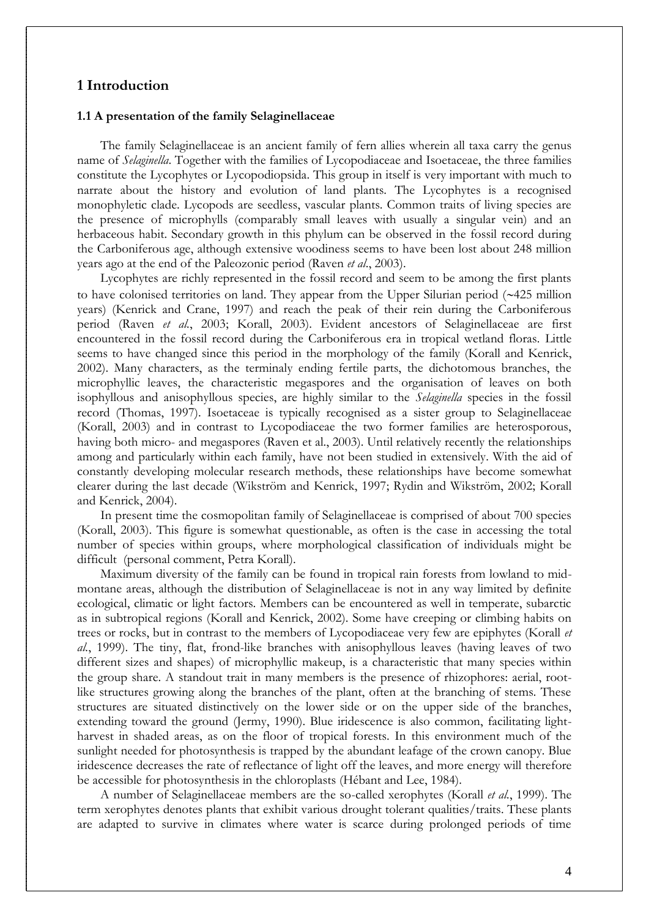## 1 Introduction

### 1.1 A presentation of the family Selaginellaceae

The family Selaginellaceae is an ancient family of fern allies wherein all taxa carry the genus name of *Selaginella*. Together with the families of Lycopodiaceae and Isoetaceae, the three families constitute the Lycophytes or Lycopodiopsida. This group in itself is very important with much to narrate about the history and evolution of land plants. The Lycophytes is a recognised monophyletic clade. Lycopods are seedless, vascular plants. Common traits of living species are the presence of microphylls (comparably small leaves with usually a singular vein) and an herbaceous habit. Secondary growth in this phylum can be observed in the fossil record during the Carboniferous age, although extensive woodiness seems to have been lost about 248 million years ago at the end of the Paleozonic period (Raven *et al*., 2003).

Lycophytes are richly represented in the fossil record and seem to be among the first plants to have colonised territories on land. They appear from the Upper Silurian period (~425 million years) (Kenrick and Crane, 1997) and reach the peak of their rein during the Carboniferous period (Raven *et al*., 2003; Korall, 2003). Evident ancestors of Selaginellaceae are first encountered in the fossil record during the Carboniferous era in tropical wetland floras. Little seems to have changed since this period in the morphology of the family (Korall and Kenrick, 2002). Many characters, as the terminaly ending fertile parts, the dichotomous branches, the microphyllic leaves, the characteristic megaspores and the organisation of leaves on both isophyllous and anisophyllous species, are highly similar to the *Selaginella* species in the fossil record (Thomas, 1997). Isoetaceae is typically recognised as a sister group to Selaginellaceae (Korall, 2003) and in contrast to Lycopodiaceae the two former families are heterosporous, having both micro- and megaspores (Raven et al., 2003). Until relatively recently the relationships among and particularly within each family, have not been studied in extensively. With the aid of constantly developing molecular research methods, these relationships have become somewhat clearer during the last decade (Wikström and Kenrick, 1997; Rydin and Wikström, 2002; Korall and Kenrick, 2004).

In present time the cosmopolitan family of Selaginellaceae is comprised of about 700 species (Korall, 2003). This figure is somewhat questionable, as often is the case in accessing the total number of species within groups, where morphological classification of individuals might be difficult (personal comment, Petra Korall).

Maximum diversity of the family can be found in tropical rain forests from lowland to mid-montane areas, although the distribution of Selaginellaceae is not in any way limited by definite ecological, climatic or light factors. Members can be encountered as well in temperate, subarctic as in subtropical regions (Korall and Kenrick, 2002). Some have creeping or climbing habits on trees or rocks, but in contrast to the members of Lycopodiaceae very few are epiphytes (Korall *et al*., 1999). The tiny, flat, frond-like branches with anisophyllous leaves (having leaves of two different sizes and shapes) of microphyllic makeup, is a characteristic that many species within the group share. A standout trait in many members is the presence of rhizophores: aerial, root-like structures growing along the branches of the plant, often at the branching of stems. These structures are situated distinctively on the lower side or on the upper side of the branches, extending toward the ground (Jermy, 1990). Blue iridescence is also common, facilitating light-harvest in shaded areas, as on the floor of tropical forests. In this environment much of the sunlight needed for photosynthesis is trapped by the abundant leafage of the crown canopy. Blue iridescence decreases the rate of reflectance of light off the leaves, and more energy will therefore be accessible for photosynthesis in the chloroplasts (Hébant and Lee, 1984).

A number of Selaginellaceae members are the so-called xerophytes (Korall *et al*., 1999). The term xerophytes denotes plants that exhibit various drought tolerant qualities/traits. These plants are adapted to survive in climates where water is scarce during prolonged periods of time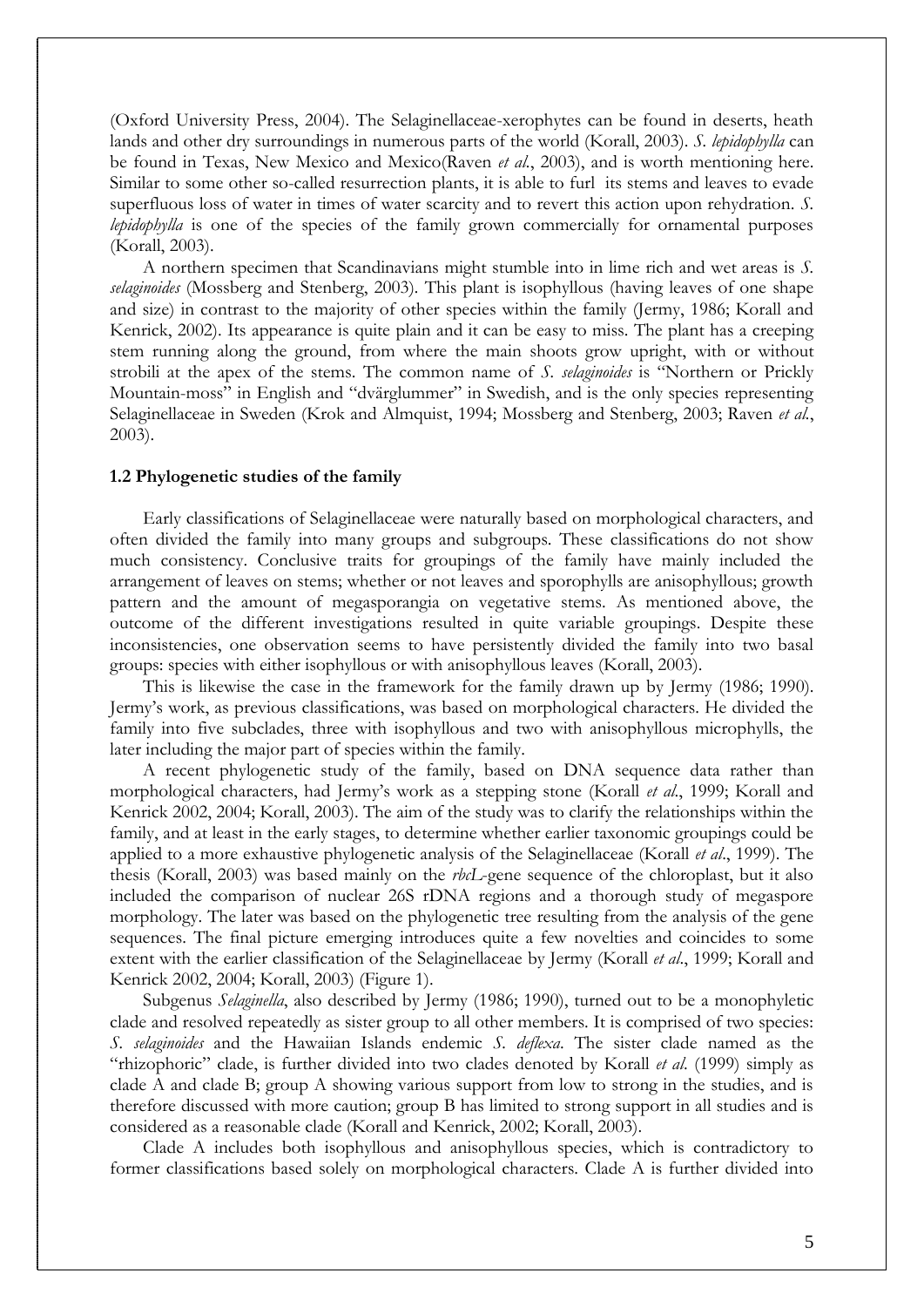(Oxford University Press, 2004). The Selaginellaceae-xerophytes can be found in deserts, heath lands and other dry surroundings in numerous parts of the world (Korall, 2003). *S. lepidophylla* can be found in Texas, New Mexico and Mexico(Raven *et al.*, 2003), and is worth mentioning here. Similar to some other so-called resurrection plants, it is able to furl its stems and leaves to evade superfluous loss of water in times of water scarcity and to revert this action upon rehydration. *S. lepidophylla* is one of the species of the family grown commercially for ornamental purposes (Korall, 2003).

A northern specimen that Scandinavians might stumble into in lime rich and wet areas is *S. selaginoides* (Mossberg and Stenberg, 2003). This plant is isophyllous (having leaves of one shape and size) in contrast to the majority of other species within the family (Jermy, 1986; Korall and Kenrick, 2002). Its appearance is quite plain and it can be easy to miss. The plant has a creeping stem running along the ground, from where the main shoots grow upright, with or without strobili at the apex of the stems. The common name of *S. selaginoides* is "Northern or Prickly Mountain-moss" in English and "dvärglummer" in Swedish, and is the only species representing Selaginellaceae in Sweden (Krok and Almquist, 1994; Mossberg and Stenberg, 2003; Raven *et al.*, 2003).

### 1.2 Phylogenetic studies of the family

Early classifications of Selaginellaceae were naturally based on morphological characters, and often divided the family into many groups and subgroups. These classifications do not show much consistency. Conclusive traits for groupings of the family have mainly included the arrangement of leaves on stems; whether or not leaves and sporophylls are anisophyllous; growth pattern and the amount of megasporangia on vegetative stems. As mentioned above, the outcome of the different investigations resulted in quite variable groupings. Despite these inconsistencies, one observation seems to have persistently divided the family into two basal groups: species with either isophyllous or with anisophyllous leaves (Korall, 2003).

This is likewise the case in the framework for the family drawn up by Jermy (1986; 1990). Jermy's work, as previous classifications, was based on morphological characters. He divided the family into five subclades, three with isophyllous and two with anisophyllous microphylls, the later including the major part of species within the family.

A recent phylogenetic study of the family, based on DNA sequence data rather than morphological characters, had Jermy's work as a stepping stone (Korall *et al.*, 1999; Korall and Kenrick 2002, 2004; Korall, 2003). The aim of the study was to clarify the relationships within the family, and at least in the early stages, to determine whether earlier taxonomic groupings could be applied to a more exhaustive phylogenetic analysis of the Selaginellaceae (Korall *et al.*, 1999). The thesis (Korall, 2003) was based mainly on the *rbcL*-gene sequence of the chloroplast, but it also included the comparison of nuclear 26S rDNA regions and a thorough study of megaspore morphology. The later was based on the phylogenetic tree resulting from the analysis of the gene sequences. The final picture emerging introduces quite a few novelties and coincides to some extent with the earlier classification of the Selaginellaceae by Jermy (Korall *et al.*, 1999; Korall and Kenrick 2002, 2004; Korall, 2003) (Figure 1).

Subgenus *Selaginella*, also described by Jermy (1986; 1990), turned out to be a monophyletic clade and resolved repeatedly as sister group to all other members. It is comprised of two species: *S. selaginoides* and the Hawaiian Islands endemic *S. deflexa*. The sister clade named as the "rhizophoric" clade, is further divided into two clades denoted by Korall *et al.* (1999) simply as clade A and clade B; group A showing various support from low to strong in the studies, and is therefore discussed with more caution; group B has limited to strong support in all studies and is considered as a reasonable clade (Korall and Kenrick, 2002; Korall, 2003).

Clade A includes both isophyllous and anisophyllous species, which is contradictory to former classifications based solely on morphological characters. Clade A is further divided into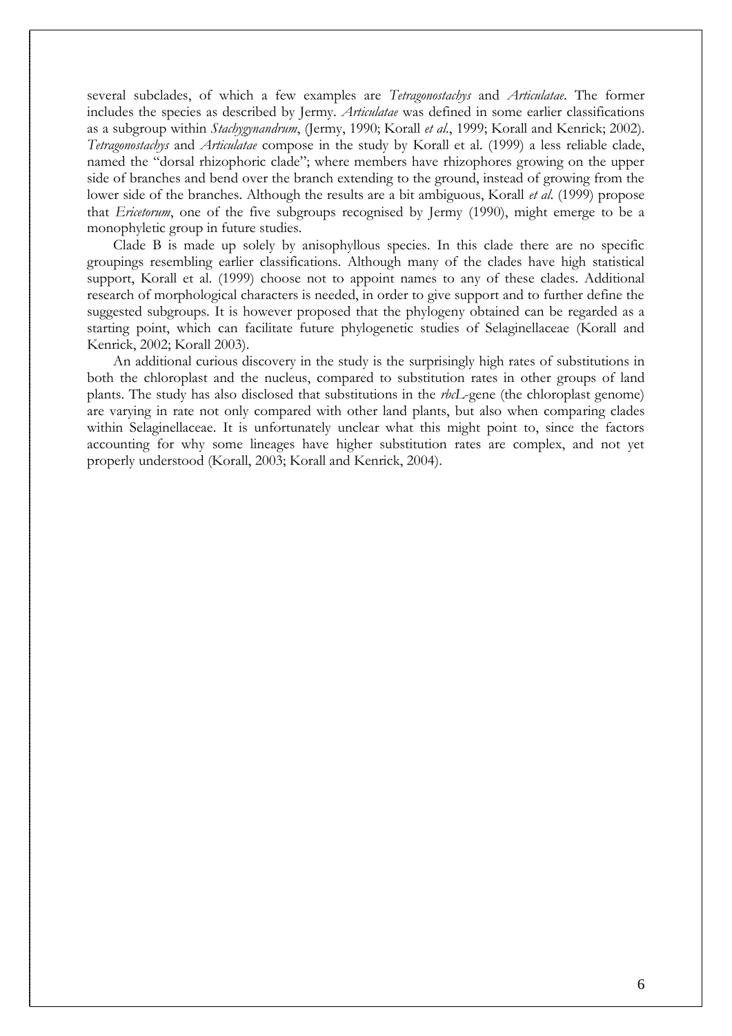several subclades, of which a few examples are *Tetragonostachys* and *Articulatae*. The former includes the species as described by Jermy. *Articulatae* was defined in some earlier classifications as a subgroup within *Stachygynandrum*, (Jermy, 1990; Korall *et al*., 1999; Korall and Kenrick; 2002). *Tetragonostachys* and *Articulatae* compose in the study by Korall et al. (1999) a less reliable clade, named the "dorsal rhizophoric clade"; where members have rhizophores growing on the upper side of branches and bend over the branch extending to the ground, instead of growing from the lower side of the branches. Although the results are a bit ambiguous, Korall *et al*. (1999) propose that *Ericetorum*, one of the five subgroups recognised by Jermy (1990), might emerge to be a monophyletic group in future studies.

Clade B is made up solely by anisophyllous species. In this clade there are no specific groupings resembling earlier classifications. Although many of the clades have high statistical support, Korall et al. (1999) choose not to appoint names to any of these clades. Additional research of morphological characters is needed, in order to give support and to further define the suggested subgroups. It is however proposed that the phylogeny obtained can be regarded as a starting point, which can facilitate future phylogenetic studies of Selaginellaceae (Korall and Kenrick, 2002; Korall 2003).

An additional curious discovery in the study is the surprisingly high rates of substitutions in both the chloroplast and the nucleus, compared to substitution rates in other groups of land plants. The study has also disclosed that substitutions in the *rbcL*-gene (the chloroplast genome) are varying in rate not only compared with other land plants, but also when comparing clades within Selaginellaceae. It is unfortunately unclear what this might point to, since the factors accounting for why some lineages have higher substitution rates are complex, and not yet properly understood (Korall, 2003; Korall and Kenrick, 2004).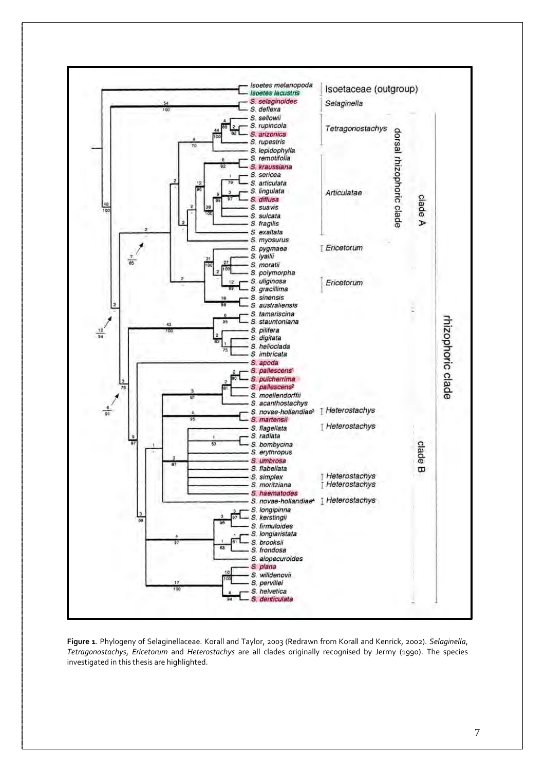**Figure 1**. Phylogeny of Selaginellaceae. Korall and Taylor, 2003 (Redrawn from Korall and Kenrick, 2002). *Selaginella*, *Tetragonostachys*, *Ericetorum* and *Heterostachys* are all clades originally recognised by Jermy (1990). The species investigated in this thesis are highlighted.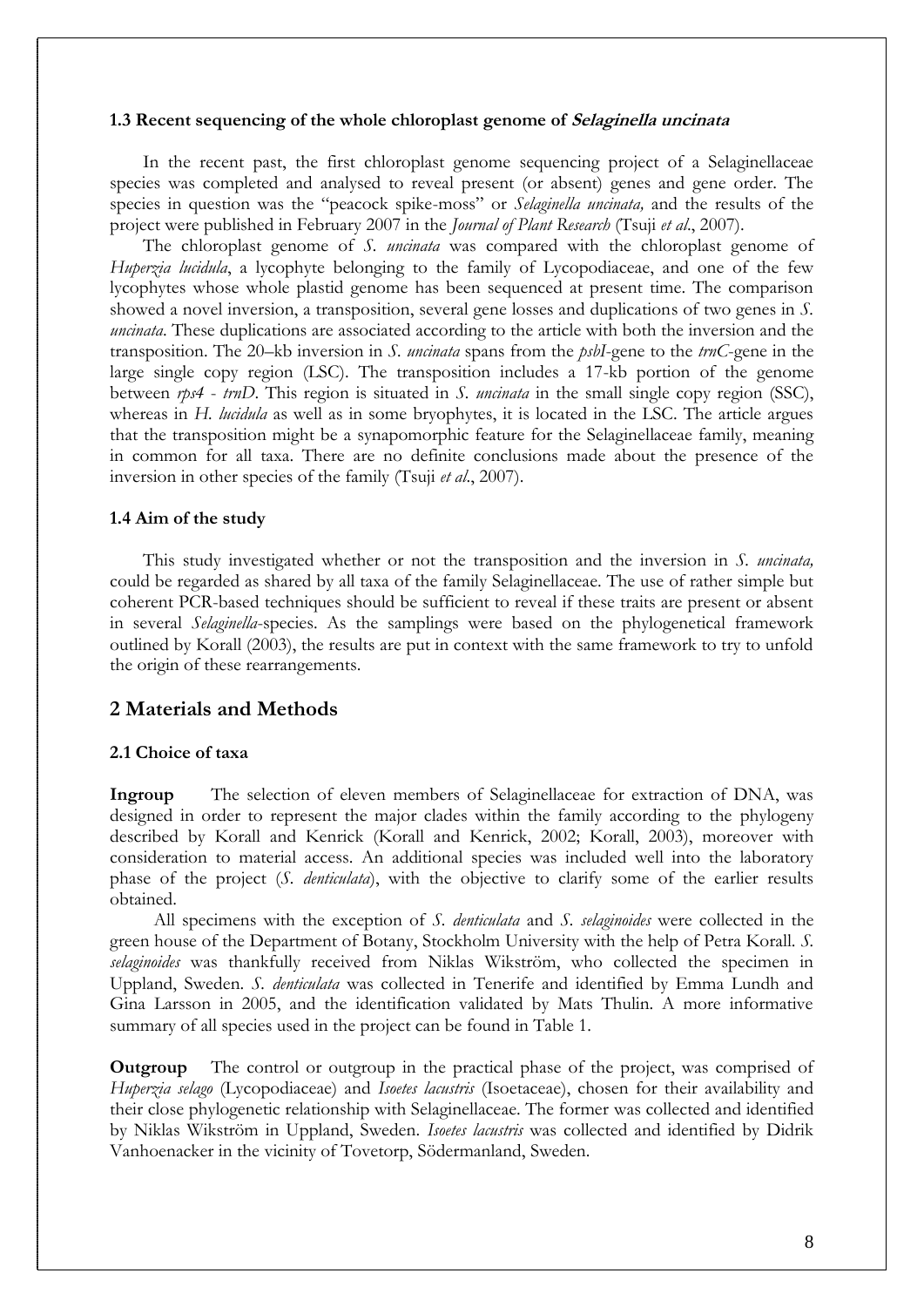### 1.3 Recent sequencing of the whole chloroplast genome of *Selaginella uncinata*

In the recent past, the first chloroplast genome sequencing project of a Selaginellaceae species was completed and analysed to reveal present (or absent) genes and gene order. The species in question was the "peacock spike-moss" or *Selaginella uncinata,* and the results of the project were published in February 2007 in the *Journal of Plant Research* (Tsuji *et al*., 2007).

The chloroplast genome of *S. uncinata* was compared with the chloroplast genome of *Huperzia lucidula*, a lycophyte belonging to the family of Lycopodiaceae, and one of the few lycophytes whose whole plastid genome has been sequenced at present time. The comparison showed a novel inversion, a transposition, several gene losses and duplications of two genes in *S. uncinata*. These duplications are associated according to the article with both the inversion and the transposition. The 20–kb inversion in *S. uncinata* spans from the *psbI*-gene to the *trnC*-gene in the large single copy region (LSC). The transposition includes a 17-kb portion of the genome between *rps4* - *trnD*. This region is situated in *S. uncinata* in the small single copy region (SSC), whereas in *H. lucidula* as well as in some bryophytes, it is located in the LSC. The article argues that the transposition might be a synapomorphic feature for the Selaginellaceae family, meaning in common for all taxa. There are no definite conclusions made about the presence of the inversion in other species of the family (Tsuji *et al*., 2007).

### 1.4 Aim of the study

This study investigated whether or not the transposition and the inversion in *S. uncinata,* could be regarded as shared by all taxa of the family Selaginellaceae. The use of rather simple but coherent PCR-based techniques should be sufficient to reveal if these traits are present or absent in several *Selaginella*-species. As the samplings were based on the phylogenetical framework outlined by Korall (2003), the results are put in context with the same framework to try to unfold the origin of these rearrangements.

## 2 Materials and Methods

### 2.1 Choice of taxa

**Ingroup** The selection of eleven members of Selaginellaceae for extraction of DNA, was designed in order to represent the major clades within the family according to the phylogeny described by Korall and Kenrick (Korall and Kenrick, 2002; Korall, 2003), moreover with consideration to material access. An additional species was included well into the laboratory phase of the project (*S. denticulata*), with the objective to clarify some of the earlier results obtained.

All specimens with the exception of *S. denticulata* and *S. selaginoides* were collected in the green house of the Department of Botany, Stockholm University with the help of Petra Korall. *S. selaginoides* was thankfully received from Niklas Wikström, who collected the specimen in Uppland, Sweden. *S. denticulata* was collected in Tenerife and identified by Emma Lundh and Gina Larsson in 2005, and the identification validated by Mats Thulin. A more informative summary of all species used in the project can be found in Table 1.

**Outgroup** The control or outgroup in the practical phase of the project, was comprised of *Huperzia selago* (Lycopodiaceae) and *Isoetes lacustris* (Isoetaceae), chosen for their availability and their close phylogenetic relationship with Selaginellaceae. The former was collected and identified by Niklas Wikström in Uppland, Sweden. *Isoetes lacustris* was collected and identified by Didrik Vanhoenacker in the vicinity of Tovetorp, Södermanland, Sweden.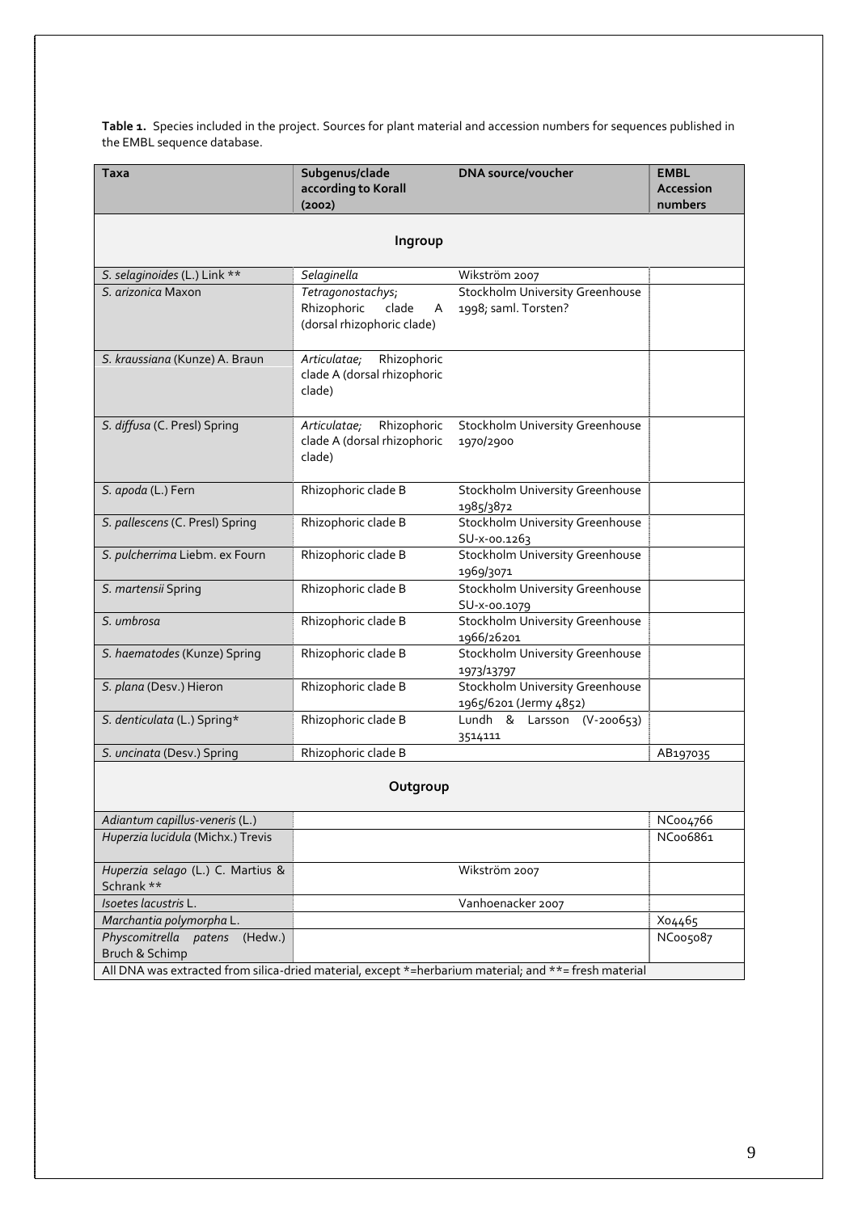**Table 1.** Species included in the project. Sources for plant material and accession numbers for sequences published in the EMBL sequence database.

| Taxa | Subgenus/clade according to Korall (2002) | DNA source/voucher | EMBL Accession numbers |
|---|---|---|---|
| **Ingroup** | | | |
| *S. selaginoides* (L.) Link ** | *Selaginella* | Wikström 2007 | |
| *S. arizonica* Maxon | *Tetragonostachys*; Rhizophoric clade A (dorsal rhizophoric clade) | Stockholm University Greenhouse 1998; saml. Torsten? | |
| *S. kraussiana* (Kunze) A. Braun | *Articulatae*; Rhizophoric clade A (dorsal rhizophoric clade) | | |
| *S. diffusa* (C. Presl) Spring | *Articulatae*; Rhizophoric clade A (dorsal rhizophoric clade) | Stockholm University Greenhouse 1970/2900 | |
| *S. apoda* (L.) Fern | Rhizophoric clade B | Stockholm University Greenhouse 1985/3872 | |
| *S. pallescens* (C. Presl) Spring | Rhizophoric clade B | Stockholm University Greenhouse SU-x-00.1263 | |
| *S. pulcherrima* Liebm. ex Fourn | Rhizophoric clade B | Stockholm University Greenhouse 1969/3071 | |
| *S. martensii* Spring | Rhizophoric clade B | Stockholm University Greenhouse SU-x-00.1079 | |
| *S. umbrosa* | Rhizophoric clade B | Stockholm University Greenhouse 1966/26201 | |
| *S. haematodes* (Kunze) Spring | Rhizophoric clade B | Stockholm University Greenhouse 1973/13797 | |
| *S. plana* (Desv.) Hieron | Rhizophoric clade B | Stockholm University Greenhouse 1965/6201 (Jermy 4852) | |
| *S. denticulata* (L.) Spring* | Rhizophoric clade B | Lundh & Larsson (V-200653) 3514111 | |
| *S. uncinata* (Desv.) Spring | Rhizophoric clade B | | AB197035 |
| **Outgroup** | | | |
| *Adiantum capillus-veneris* (L.) | | | NC004766 |
| *Huperzia lucidula* (Michx.) Trevis | | | NC006861 |
| *Huperzia selago* (L.) C. Martius & Schrank ** | | Wikström 2007 | |
| *Isoetes lacustris* L. | | Vanhoenacker 2007 | |
| *Marchantia polymorpha* L. | | | X04465 |
| *Physcomitrella patens* (Hedw.) Bruch & Schimp | | | NC005087 |

All DNA was extracted from silica-dried material, except *=herbarium material; and **= fresh material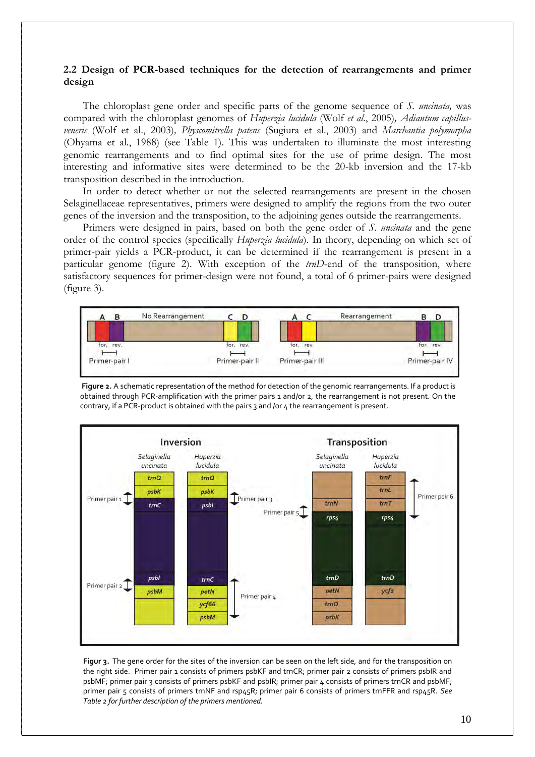## 2.2 Design of PCR-based techniques for the detection of rearrangements and primer design

The chloroplast gene order and specific parts of the genome sequence of *S. uncinata,* was compared with the chloroplast genomes of *Huperzia lucidula* (Wolf *et al*., 2005)*, Adiantum capillus-veneris* (Wolf et al., 2003)*, Physcomitrella patens* (Sugiura et al., 2003) and *Marchantia polymorpha* (Ohyama et al., 1988) (see Table 1). This was undertaken to illuminate the most interesting genomic rearrangements and to find optimal sites for the use of prime design. The most interesting and informative sites were determined to be the 20-kb inversion and the 17-kb transposition described in the introduction.

In order to detect whether or not the selected rearrangements are present in the chosen Selaginellaceae representatives, primers were designed to amplify the regions from the two outer genes of the inversion and the transposition, to the adjoining genes outside the rearrangements.

Primers were designed in pairs, based on both the gene order of *S. uncinata* and the gene order of the control species (specifically *Huperzia lucidula*). In theory, depending on which set of primer-pair yields a PCR-product, it can be determined if the rearrangement is present in a particular genome (figure 2). With exception of the *trnD*-end of the transposition, where satisfactory sequences for primer-design were not found, a total of 6 primer-pairs were designed (figure 3).

**Figure 2.** A schematic representation of the method for detection of the genomic rearrangements. If a product is obtained through PCR-amplification with the primer pairs 1 and/or 2, the rearrangement is not present. On the contrary, if a PCR-product is obtained with the pairs 3 and /or 4 the rearrangement is present.

**Figur 3.** The gene order for the sites of the inversion can be seen on the left side, and for the transposition on the right side. Primer pair 1 consists of primers psbKF and trnCR; primer pair 2 consists of primers psbIR and psbMF; primer pair 3 consists of primers psbKF and psbIR; primer pair 4 consists of primers trnCR and psbMF; primer pair 5 consists of primers trnNF and rsp45R; primer pair 6 consists of primers trnFFR and rsp45R. *See Table 2 for further description of the primers mentioned.*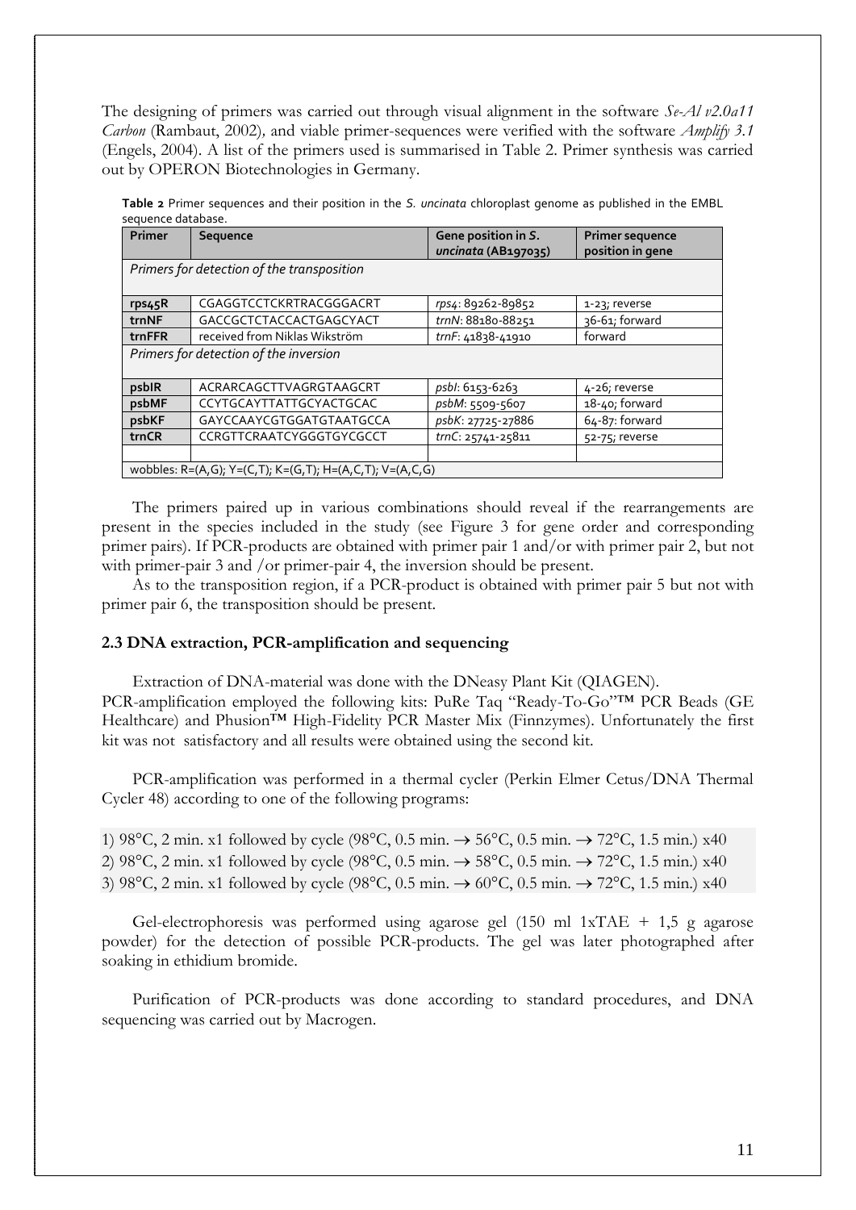The designing of primers was carried out through visual alignment in the software *Se-Al v2.0a11 Carbon* (Rambaut, 2002), and viable primer-sequences were verified with the software *Amplify 3.1* (Engels, 2004). A list of the primers used is summarised in Table 2. Primer synthesis was carried out by OPERON Biotechnologies in Germany.

**Table 2** Primer sequences and their position in the *S. uncinata* chloroplast genome as published in the EMBL sequence database.

| Primer | Sequence | Gene position in *S. uncinata* (AB197035) | Primer sequence position in gene |
|---|---|---|---|
| *Primers for detection of the transposition* | | | |
| **rps45R** | CGAGGTCCTCKRTRACGGGACRT | *rps4*: 89262-89852 | 1-23; reverse |
| **trnNF** | GACCGCTCTACCACTGAGCYACT | *trnN*: 88180-88251 | 36-61; forward |
| **trnFFR** | received from Niklas Wikström | *trnF*: 41838-41910 | forward |
| *Primers for detection of the inversion* | | | |
| **psbIR** | ACRARCAGCTTVAGRGTAAGCRT | *psbI*: 6153-6263 | 4-26; reverse |
| **psbMF** | CCYTGCAYTTATTGCYACTGCAC | *psbM*: 5509-5607 | 18-40; forward |
| **psbKF** | GAYCCAAYCGTGGATGTAATGCCA | *psbK*: 27725-27886 | 64-87: forward |
| **trnCR** | CCRGTTCRAATCYGGGTGYCGCCT | *trnC*: 25741-25811 | 52-75; reverse |
| | | | |
| wobbles: R=(A,G); Y=(C,T); K=(G,T); H=(A,C,T); V=(A,C,G) | | | |

The primers paired up in various combinations should reveal if the rearrangements are present in the species included in the study (see Figure 3 for gene order and corresponding primer pairs). If PCR-products are obtained with primer pair 1 and/or with primer pair 2, but not with primer-pair 3 and /or primer-pair 4, the inversion should be present.

As to the transposition region, if a PCR-product is obtained with primer pair 5 but not with primer pair 6, the transposition should be present.

### 2.3 DNA extraction, PCR-amplification and sequencing

Extraction of DNA-material was done with the DNeasy Plant Kit (QIAGEN).
PCR-amplification employed the following kits: PuRe Taq "Ready-To-Go"™ PCR Beads (GE Healthcare) and Phusion™ High-Fidelity PCR Master Mix (Finnzymes). Unfortunately the first kit was not satisfactory and all results were obtained using the second kit.

PCR-amplification was performed in a thermal cycler (Perkin Elmer Cetus/DNA Thermal Cycler 48) according to one of the following programs:

1) 98°C, 2 min. x1 followed by cycle (98°C, 0.5 min. → 56°C, 0.5 min. → 72°C, 1.5 min.) x40
2) 98°C, 2 min. x1 followed by cycle (98°C, 0.5 min. → 58°C, 0.5 min. → 72°C, 1.5 min.) x40
3) 98°C, 2 min. x1 followed by cycle (98°C, 0.5 min. → 60°C, 0.5 min. → 72°C, 1.5 min.) x40

Gel-electrophoresis was performed using agarose gel (150 ml 1xTAE + 1,5 g agarose powder) for the detection of possible PCR-products. The gel was later photographed after soaking in ethidium bromide.

Purification of PCR-products was done according to standard procedures, and DNA sequencing was carried out by Macrogen.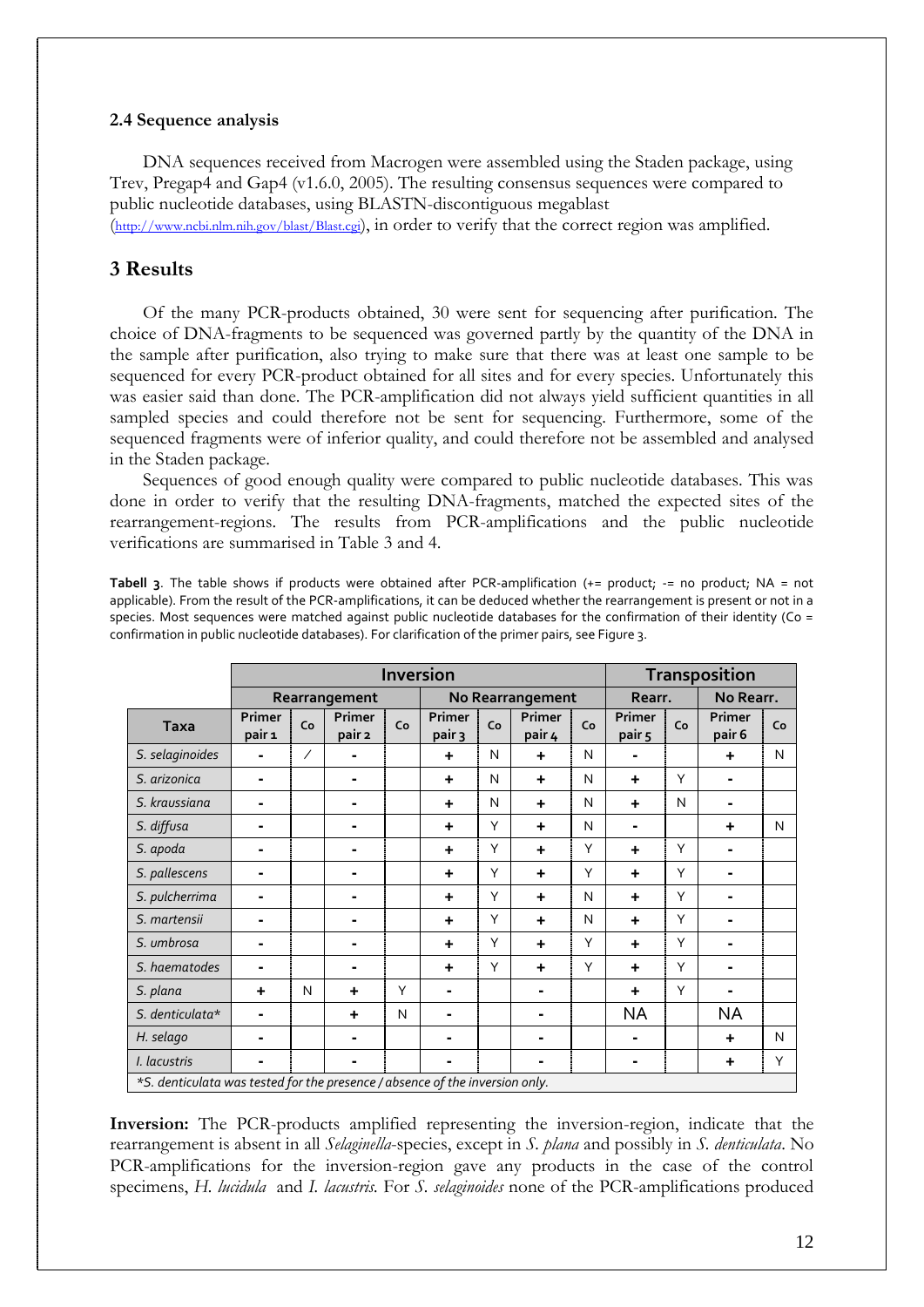### 2.4 Sequence analysis

DNA sequences received from Macrogen were assembled using the Staden package, using Trev, Pregap4 and Gap4 (v1.6.0, 2005). The resulting consensus sequences were compared to public nucleotide databases, using BLASTN-discontiguous megablast (http://www.ncbi.nlm.nih.gov/blast/Blast.cgi), in order to verify that the correct region was amplified.

## 3 Results

Of the many PCR-products obtained, 30 were sent for sequencing after purification. The choice of DNA-fragments to be sequenced was governed partly by the quantity of the DNA in the sample after purification, also trying to make sure that there was at least one sample to be sequenced for every PCR-product obtained for all sites and for every species. Unfortunately this was easier said than done. The PCR-amplification did not always yield sufficient quantities in all sampled species and could therefore not be sent for sequencing. Furthermore, some of the sequenced fragments were of inferior quality, and could therefore not be assembled and analysed in the Staden package.

Sequences of good enough quality were compared to public nucleotide databases. This was done in order to verify that the resulting DNA-fragments, matched the expected sites of the rearrangement-regions. The results from PCR-amplifications and the public nucleotide verifications are summarised in Table 3 and 4.

**Tabell 3**. The table shows if products were obtained after PCR-amplification (+= product; -= no product; NA = not applicable). From the result of the PCR-amplifications, it can be deduced whether the rearrangement is present or not in a species. Most sequences were matched against public nucleotide databases for the confirmation of their identity (Co = confirmation in public nucleotide databases). For clarification of the primer pairs, see Figure 3.

| | Inversion | | | | | | | | Transposition | | | |
|---|---|---|---|---|---|---|---|---|---|---|---|---|
| | Rearrangement | | | | No Rearrangement | | | | Rearr. | | No Rearr. | |
| Taxa | Primer pair 1 | Co | Primer pair 2 | Co | Primer pair 3 | Co | Primer pair 4 | Co | Primer pair 5 | Co | Primer pair 6 | Co |
| *S. selaginoides* | - | / | - | | + | N | + | N | - | | + | N |
| *S. arizonica* | - | | - | | + | N | + | N | + | Y | - | |
| *S. kraussiana* | - | | - | | + | N | + | N | + | N | - | |
| *S. diffusa* | - | | - | | + | Y | + | N | - | | + | N |
| *S. apoda* | - | | - | | + | Y | + | Y | + | Y | - | |
| *S. pallescens* | - | | - | | + | Y | + | Y | + | Y | - | |
| *S. pulcherrima* | - | | - | | + | Y | + | N | + | Y | - | |
| *S. martensii* | - | | - | | + | Y | + | N | + | Y | - | |
| *S. umbrosa* | - | | - | | + | Y | + | Y | + | Y | - | |
| *S. haematodes* | - | | - | | + | Y | + | Y | + | Y | - | |
| *S. plana* | + | N | + | Y | - | | - | | + | Y | - | |
| *S. denticulata** | - | | + | N | - | | - | | NA | | NA | |
| *H. selago* | - | | - | | - | | - | | - | | + | N |
| *I. lacustris* | - | | - | | - | | - | | - | | + | Y |

*S. denticulata was tested for the presence / absence of the inversion only.

**Inversion:** The PCR-products amplified representing the inversion-region, indicate that the rearrangement is absent in all *Selaginella*-species, except in *S. plana* and possibly in *S. denticulata*. No PCR-amplifications for the inversion-region gave any products in the case of the control specimens, *H. lucidula* and *I. lacustris*. For *S. selaginoides* none of the PCR-amplifications produced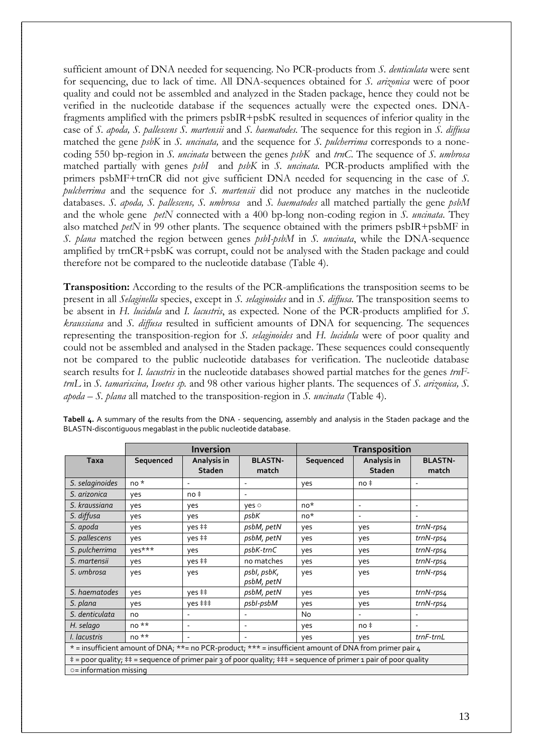sufficient amount of DNA needed for sequencing. No PCR-products from *S. denticulata* were sent for sequencing, due to lack of time. All DNA-sequences obtained for *S. arizonica* were of poor quality and could not be assembled and analyzed in the Staden package, hence they could not be verified in the nucleotide database if the sequences actually were the expected ones. DNA-fragments amplified with the primers psbIR+psbK resulted in sequences of inferior quality in the case of *S. apoda, S. pallescens S. martensii* and *S. haematodes*. The sequence for this region in *S. diffusa* matched the gene *psbK* in *S. uncinata,* and the sequence for *S. pulcherrima* corresponds to a none-coding 550 bp-region in *S. uncinata* between the genes *psbK* and *trnC*. The sequence of *S. umbrosa* matched partially with genes *psbI* and *psbK* in *S. uncinata*. PCR-products amplified with the primers psbMF+trnCR did not give sufficient DNA needed for sequencing in the case of *S. pulcherrima* and the sequence for *S. martensii* did not produce any matches in the nucleotide databases. *S. apoda, S. pallescens, S. umbrosa* and *S. haematodes* all matched partially the gene *psbM* and the whole gene *petN* connected with a 400 bp-long non-coding region in *S. uncinata*. They also matched *petN* in 99 other plants. The sequence obtained with the primers psbIR+psbMF in *S. plana* matched the region between genes *psbI-psbM* in *S. uncinata*, while the DNA-sequence amplified by trnCR+psbK was corrupt, could not be analysed with the Staden package and could therefore not be compared to the nucleotide database (Table 4).

**Transposition:** According to the results of the PCR-amplifications the transposition seems to be present in all *Selaginella* species, except in *S. selaginoides* and in *S. diffusa*. The transposition seems to be absent in *H. lucidula* and *I. lacustris*, as expected. None of the PCR-products amplified for *S. kraussiana* and *S. diffusa* resulted in sufficient amounts of DNA for sequencing. The sequences representing the transposition-region for *S. selaginoides* and *H. lucidula* were of poor quality and could not be assembled and analysed in the Staden package. These sequences could consequently not be compared to the public nucleotide databases for verification. The nucleotide database search results for *I. lacustris* in the nucleotide databases showed partial matches for the genes *trnF-trnL* in *S. tamariscina, Isoetes sp.* and 98 other various higher plants. The sequences of *S. arizonica, S. apoda – S. plana* all matched to the transposition-region in *S. uncinata* (Table 4).

**Tabell 4.** A summary of the results from the DNA - sequencing, assembly and analysis in the Staden package and the BLASTN-discontiguous megablast in the public nucleotide database.

| | Inversion | | | Transposition | | |
|---|---|---|---|---|---|---|
| Taxa | Sequenced | Analysis in Staden | BLASTN-match | Sequenced | Analysis in Staden | BLASTN-match |
| *S. selaginoides* | no * | - | - | yes | no ‡ | - |
| *S. arizonica* | yes | no ‡ | - | | | |
| *S. kraussiana* | yes | yes | yes ○ | no* | - | - |
| *S. diffusa* | yes | yes | *psbK* | no* | - | - |
| *S. apoda* | yes | yes ‡‡ | *psbM, petN* | yes | yes | *trnN-rps4* |
| *S. pallescens* | yes | yes ‡‡ | *psbM, petN* | yes | yes | *trnN-rps4* |
| *S. pulcherrima* | yes*** | yes | *psbK-trnC* | yes | yes | *trnN-rps4* |
| *S. martensii* | yes | yes ‡‡ | no matches | yes | yes | *trnN-rps4* |
| *S. umbrosa* | yes | yes | *psbI, psbK, psbM, petN* | yes | yes | *trnN-rps4* |
| *S. haematodes* | yes | yes ‡‡ | *psbM, petN* | yes | yes | *trnN-rps4* |
| *S. plana* | yes | yes ‡‡‡ | *psbI-psbM* | yes | yes | *trnN-rps4* |
| *S. denticulata* | no | - | - | No | - | - |
| *H. selago* | no ** | - | - | yes | no ‡ | - |
| *I. lacustris* | no ** | - | - | yes | yes | *trnF-trnL* |

\* = insufficient amount of DNA; **= no PCR-product; *** = insufficient amount of DNA from primer pair 4

‡ = poor quality; ‡‡ = sequence of primer pair 3 of poor quality; ‡‡‡ = sequence of primer 1 pair of poor quality

○= information missing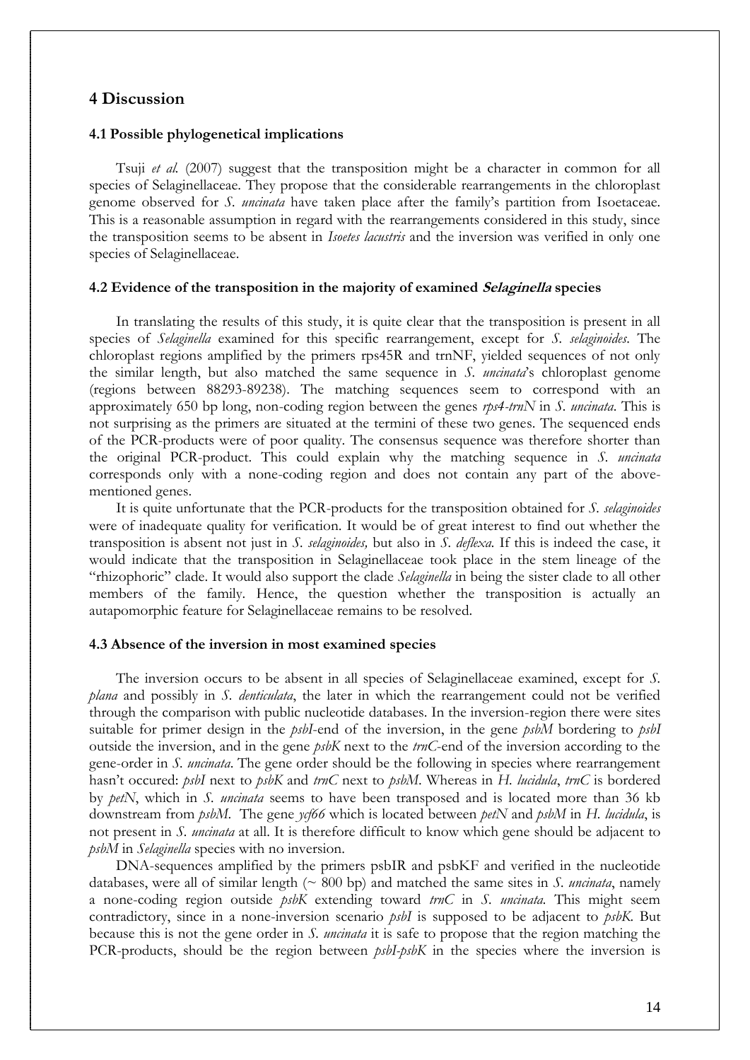## 4 Discussion

### 4.1 Possible phylogenetical implications

Tsuji *et al.* (2007) suggest that the transposition might be a character in common for all species of Selaginellaceae. They propose that the considerable rearrangements in the chloroplast genome observed for *S. uncinata* have taken place after the family's partition from Isoetaceae. This is a reasonable assumption in regard with the rearrangements considered in this study, since the transposition seems to be absent in *Isoetes lacustris* and the inversion was verified in only one species of Selaginellaceae.

### 4.2 Evidence of the transposition in the majority of examined *Selaginella* species

In translating the results of this study, it is quite clear that the transposition is present in all species of *Selaginella* examined for this specific rearrangement, except for *S. selaginoides*. The chloroplast regions amplified by the primers rps45R and trnNF, yielded sequences of not only the similar length, but also matched the same sequence in *S. uncinata*'s chloroplast genome (regions between 88293-89238). The matching sequences seem to correspond with an approximately 650 bp long, non-coding region between the genes *rps4-trnN* in *S. uncinata*. This is not surprising as the primers are situated at the termini of these two genes. The sequenced ends of the PCR-products were of poor quality. The consensus sequence was therefore shorter than the original PCR-product. This could explain why the matching sequence in *S. uncinata* corresponds only with a none-coding region and does not contain any part of the above-mentioned genes.

It is quite unfortunate that the PCR-products for the transposition obtained for *S. selaginoides* were of inadequate quality for verification. It would be of great interest to find out whether the transposition is absent not just in *S. selaginoides,* but also in *S. deflexa.* If this is indeed the case, it would indicate that the transposition in Selaginellaceae took place in the stem lineage of the "rhizophoric" clade. It would also support the clade *Selaginella* in being the sister clade to all other members of the family. Hence, the question whether the transposition is actually an autapomorphic feature for Selaginellaceae remains to be resolved.

### 4.3 Absence of the inversion in most examined species

The inversion occurs to be absent in all species of Selaginellaceae examined, except for *S. plana* and possibly in *S. denticulata*, the later in which the rearrangement could not be verified through the comparison with public nucleotide databases. In the inversion-region there were sites suitable for primer design in the *psbI*-end of the inversion, in the gene *psbM* bordering to *psbI* outside the inversion, and in the gene *psbK* next to the *trnC*-end of the inversion according to the gene-order in *S. uncinata*. The gene order should be the following in species where rearrangement hasn't occured: *psbI* next to *psbK* and *trnC* next to *psbM*. Whereas in *H. lucidula*, *trnC* is bordered by *petN*, which in *S. uncinata* seems to have been transposed and is located more than 36 kb downstream from *psbM*. The gene *ycf66* which is located between *petN* and *psbM* in *H. lucidula*, is not present in *S. uncinata* at all. It is therefore difficult to know which gene should be adjacent to *psbM* in *Selaginella* species with no inversion.

DNA-sequences amplified by the primers psbIR and psbKF and verified in the nucleotide databases, were all of similar length (~ 800 bp) and matched the same sites in *S. uncinata*, namely a none-coding region outside *psbK* extending toward *trnC* in *S. uncinata*. This might seem contradictory, since in a none-inversion scenario *psbI* is supposed to be adjacent to *psbK*. But because this is not the gene order in *S. uncinata* it is safe to propose that the region matching the PCR-products, should be the region between *psbI-psbK* in the species where the inversion is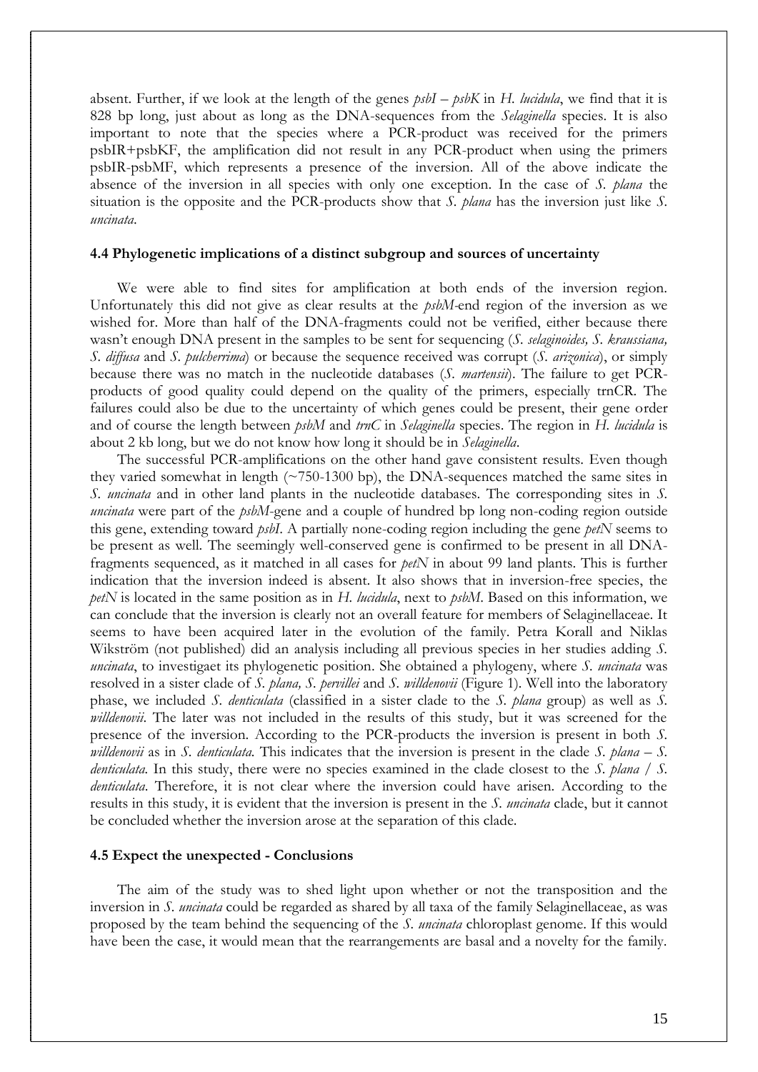absent. Further, if we look at the length of the genes *psbI – psbK* in *H. lucidula*, we find that it is 828 bp long, just about as long as the DNA-sequences from the *Selaginella* species. It is also important to note that the species where a PCR-product was received for the primers psbIR+psbKF, the amplification did not result in any PCR-product when using the primers psbIR-psbMF, which represents a presence of the inversion. All of the above indicate the absence of the inversion in all species with only one exception. In the case of *S. plana* the situation is the opposite and the PCR-products show that *S. plana* has the inversion just like *S. uncinata*.

### 4.4 Phylogenetic implications of a distinct subgroup and sources of uncertainty

We were able to find sites for amplification at both ends of the inversion region. Unfortunately this did not give as clear results at the *psbM*-end region of the inversion as we wished for. More than half of the DNA-fragments could not be verified, either because there wasn't enough DNA present in the samples to be sent for sequencing (*S. selaginoides, S. kraussiana, S. diffusa* and *S. pulcherrima*) or because the sequence received was corrupt (*S. arizonica*), or simply because there was no match in the nucleotide databases (*S. martensii*). The failure to get PCR-products of good quality could depend on the quality of the primers, especially trnCR. The failures could also be due to the uncertainty of which genes could be present, their gene order and of course the length between *psbM* and *trnC* in *Selaginella* species. The region in *H. lucidula* is about 2 kb long, but we do not know how long it should be in *Selaginella*.

The successful PCR-amplifications on the other hand gave consistent results. Even though they varied somewhat in length (~750-1300 bp), the DNA-sequences matched the same sites in *S. uncinata* and in other land plants in the nucleotide databases. The corresponding sites in *S. uncinata* were part of the *psbM*-gene and a couple of hundred bp long non-coding region outside this gene, extending toward *psbI*. A partially none-coding region including the gene *petN* seems to be present as well. The seemingly well-conserved gene is confirmed to be present in all DNA-fragments sequenced, as it matched in all cases for *petN* in about 99 land plants. This is further indication that the inversion indeed is absent. It also shows that in inversion-free species, the *petN* is located in the same position as in *H. lucidula*, next to *psbM*. Based on this information, we can conclude that the inversion is clearly not an overall feature for members of Selaginellaceae. It seems to have been acquired later in the evolution of the family. Petra Korall and Niklas Wikström (not published) did an analysis including all previous species in her studies adding *S. uncinata*, to investigaet its phylogenetic position. She obtained a phylogeny, where *S. uncinata* was resolved in a sister clade of *S. plana, S. pervillei* and *S. willdenovii* (Figure 1). Well into the laboratory phase, we included *S. denticulata* (classified in a sister clade to the *S. plana* group) as well as *S. willdenovii*. The later was not included in the results of this study, but it was screened for the presence of the inversion. According to the PCR-products the inversion is present in both *S. willdenovii* as in *S. denticulata*. This indicates that the inversion is present in the clade *S. plana – S. denticulata*. In this study, there were no species examined in the clade closest to the *S. plana / S. denticulata*. Therefore, it is not clear where the inversion could have arisen. According to the results in this study, it is evident that the inversion is present in the *S. uncinata* clade, but it cannot be concluded whether the inversion arose at the separation of this clade.

### 4.5 Expect the unexpected - Conclusions

The aim of the study was to shed light upon whether or not the transposition and the inversion in *S. uncinata* could be regarded as shared by all taxa of the family Selaginellaceae, as was proposed by the team behind the sequencing of the *S. uncinata* chloroplast genome. If this would have been the case, it would mean that the rearrangements are basal and a novelty for the family.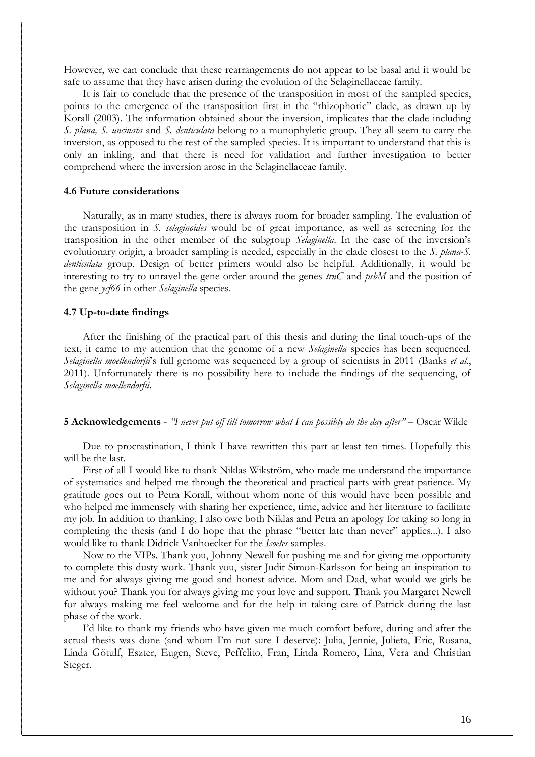However, we can conclude that these rearrangements do not appear to be basal and it would be safe to assume that they have arisen during the evolution of the Selaginellaceae family.

It is fair to conclude that the presence of the transposition in most of the sampled species, points to the emergence of the transposition first in the "rhizophoric" clade, as drawn up by Korall (2003). The information obtained about the inversion, implicates that the clade including *S. plana, S. uncinata* and *S. denticulata* belong to a monophyletic group. They all seem to carry the inversion, as opposed to the rest of the sampled species. It is important to understand that this is only an inkling, and that there is need for validation and further investigation to better comprehend where the inversion arose in the Selaginellaceae family.

### 4.6 Future considerations

Naturally, as in many studies, there is always room for broader sampling. The evaluation of the transposition in *S. selaginoides* would be of great importance, as well as screening for the transposition in the other member of the subgroup *Selaginella*. In the case of the inversion's evolutionary origin, a broader sampling is needed, especially in the clade closest to the *S. plana-S. denticulata* group. Design of better primers would also be helpful. Additionally, it would be interesting to try to unravel the gene order around the genes *trnC* and *psbM* and the position of the gene *ycf66* in other *Selaginella* species.

### 4.7 Up-to-date findings

After the finishing of the practical part of this thesis and during the final touch-ups of the text, it came to my attention that the genome of a new *Selaginella* species has been sequenced. *Selaginella moellendorfii*'s full genome was sequenced by a group of scientists in 2011 (Banks *et al*., 2011). Unfortunately there is no possibility here to include the findings of the sequencing, of *Selaginella moellendorfii*.

## 5 Acknowledgements - *"I never put off till tomorrow what I can possibly do the day after"* – Oscar Wilde

Due to procrastination, I think I have rewritten this part at least ten times. Hopefully this will be the last.

First of all I would like to thank Niklas Wikström, who made me understand the importance of systematics and helped me through the theoretical and practical parts with great patience. My gratitude goes out to Petra Korall, without whom none of this would have been possible and who helped me immensely with sharing her experience, time, advice and her literature to facilitate my job. In addition to thanking, I also owe both Niklas and Petra an apology for taking so long in completing the thesis (and I do hope that the phrase "better late than never" applies...). I also would like to thank Didrick Vanhoecker for the *Isoetes* samples.

Now to the VIPs. Thank you, Johnny Newell for pushing me and for giving me opportunity to complete this dusty work. Thank you, sister Judit Simon-Karlsson for being an inspiration to me and for always giving me good and honest advice. Mom and Dad, what would we girls be without you? Thank you for always giving me your love and support. Thank you Margaret Newell for always making me feel welcome and for the help in taking care of Patrick during the last phase of the work.

I'd like to thank my friends who have given me much comfort before, during and after the actual thesis was done (and whom I'm not sure I deserve): Julia, Jennie, Julieta, Eric, Rosana, Linda Götulf, Eszter, Eugen, Steve, Peffelito, Fran, Linda Romero, Lina, Vera and Christian Steger.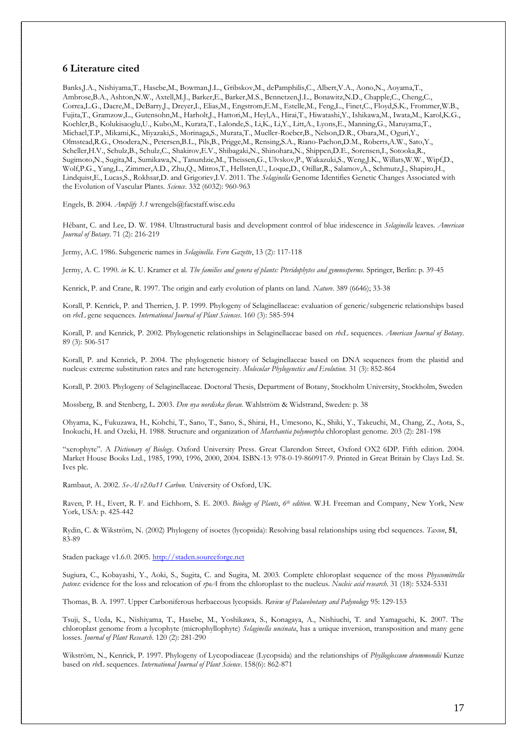## 6 Literature cited

Banks,J.A., Nishiyama,T., Hasebe,M., Bowman,J.L., Gribskov,M., dePamphilis,C., Albert,V.A., Aono,N., Aoyama,T., Ambrose,B.A., Ashton,N.W., Axtell,M.J., Barker,E., Barker,M.S., Bennetzen,J.L., Bonawitz,N.D., Chapple,C., Cheng,C., Correa,L.G., Dacre,M., DeBarry,J., Dreyer,I., Elias,M., Engstrom,E.M., Estelle,M., Feng,L., Finet,C., Floyd,S.K., Frommer,W.B., Fujita,T., Gramzow,L., Gutensohn,M., Harholt,J., Hattori,M., Heyl,A., Hirai,T., Hiwatashi,Y., Ishikawa,M., Iwata,M., Karol,K.G., Koehler,B., Kolukisaoglu,U., Kubo,M., Kurata,T., Lalonde,S., Li,K., Li,Y., Litt,A., Lyons,E., Manning,G., Maruyama,T., Michael,T.P., Mikami,K., Miyazaki,S., Morinaga,S., Murata,T., Mueller-Roeber,B., Nelson,D.R., Obara,M., Oguri,Y., Olmstead,R.G., Onodera,N., Petersen,B.L., Pils,B., Prigge,M., Rensing,S.A., Riano-Pachon,D.M., Roberts,A.W., Sato,Y., Scheller,H.V., Schulz,B., Schulz,C., Shakirov,E.V., Shibagaki,N., Shinohara,N., Shippen,D.E., Sorensen,I., Sotooka,R., Sugimoto,N., Sugita,M., Sumikawa,N., Tanurdzic,M., Theissen,G., Ulvskov,P., Wakazuki,S., Weng,J.K., Willats,W.W., Wipf,D., Wolf,P.G., Yang,L., Zimmer,A.D., Zhu,Q., Mitros,T., Hellsten,U., Loque,D., Otillar,R., Salamov,A., Schmutz,J., Shapiro,H., Lindquist,E., Lucas,S., Rokhsar,D. and Grigoriev,I.V. 2011. The *Selaginella* Genome Identifies Genetic Changes Associated with the Evolution of Vascular Plants. *Science*. 332 (6032): 960-963

Engels, B. 2004. *Amplify 3.1* wrengels@facstaff.wisc.edu

Hébant, C. and Lee, D. W. 1984. Ultrastructural basis and development control of blue iridescence in *Selaginella* leaves. *American Journal of Botany*. 71 (2): 216-219

Jermy, A.C. 1986. Subgeneric names in *Selaginella*. *Fern Gazette*, 13 (2): 117-118

Jermy, A. C. 1990. *in* K. U. Kramer et al. *The families and genera of plants: Pteridophytes and gymnosperms*. Springer, Berlin: p. 39-45

Kenrick, P. and Crane, R. 1997. The origin and early evolution of plants on land. *Nature*. 389 (6646); 33-38

Korall, P. Kenrick, P. and Therrien, J. P. 1999. Phylogeny of Selaginellaceae: evaluation of generic/subgeneric relationships based on *rbcL* gene sequences. *International Journal of Plant Sciences*. 160 (3): 585-594

Korall, P. and Kenrick, P. 2002. Phylogenetic relationships in Selaginellaceae based on *rbcL* sequences. *American Journal of Botany*. 89 (3): 506-517

Korall, P. and Kenrick, P. 2004. The phylogenetic history of Selaginellaceae based on DNA sequences from the plastid and nucleus: extreme substitution rates and rate heterogeneity. *Molecular Phylogenetics and Evolution.* 31 (3): 852-864

Korall, P. 2003. Phylogeny of Selaginellaceae. Doctoral Thesis, Department of Botany, Stockholm University, Stockholm, Sweden

Mossberg, B. and Stenberg, L. 2003. *Den nya nordiska floran*. Wahlström & Widstrand, Sweden: p. 38

Ohyama, K., Fukuzawa, H., Kohchi, T., Sano, T., Sano, S., Shirai, H., Umesono, K., Shiki, Y., Takeuchi, M., Chang, Z., Aota, S., Inokuchi, H. and Ozeki, H. 1988. Structure and organization of *Marchantia polymorpha* chloroplast genome. 203 (2): 281-198

"xerophyte". A *Dictionary of Biology*. Oxford University Press. Great Clarendon Street, Oxford OX2 6DP. Fifth edition. 2004. Market House Books Ltd., 1985, 1990, 1996, 2000, 2004. ISBN-13: 978-0-19-860917-9. Printed in Great Britain by Clays Ltd. St. Ives plc.

Rambaut, A. 2002. *Se-Al v2.0a11 Carbon.* University of Oxford, UK.

Raven, P. H., Evert, R. F. and Eichhorn, S. E. 2003. *Biology of Plants*, *6th edition*. W.H. Freeman and Company, New York, New York, USA: p. 425-442

Rydin, C. & Wikström, N. (2002) Phylogeny of isoetes (lycopsida): Resolving basal relationships using rbcl sequences. *Taxon*, **51**, 83-89

Staden package v1.6.0. 2005. http://staden.sourceforge.net

Sugiura, C., Kobayashi, Y., Aoki, S., Sugita, C. and Sugita, M. 2003. Complete chloroplast sequence of the moss *Physcomitrella patens*: evidence for the loss and relocation of *rpoA* from the chloroplast to the nucleus. *Nucleic acid research*. 31 (18): 5324-5331

Thomas, B. A. 1997. Upper Carboniferous herbaceous lycopsids. *Review of Palaeobotany and Palynology* 95: 129-153

Tsuji, S., Ueda, K., Nishiyama, T., Hasebe, M., Yoshikawa, S., Konagaya, A., Nishiuchi, T. and Yamaguchi, K. 2007. The chloroplast genome from a lycophyte (microphyllophyte) *Selaginella uncinata*, has a unique inversion, transposition and many gene losses. *Journal of Plant Research*. 120 (2): 281-290

Wikström, N., Kenrick, P. 1997. Phylogeny of Lycopodiaceae (Lycopsida) and the relationships of *Phylloglossum drummondii* Kunze based on *rbc*L sequences. *International Journal of Plant Science*. 158(6): 862-871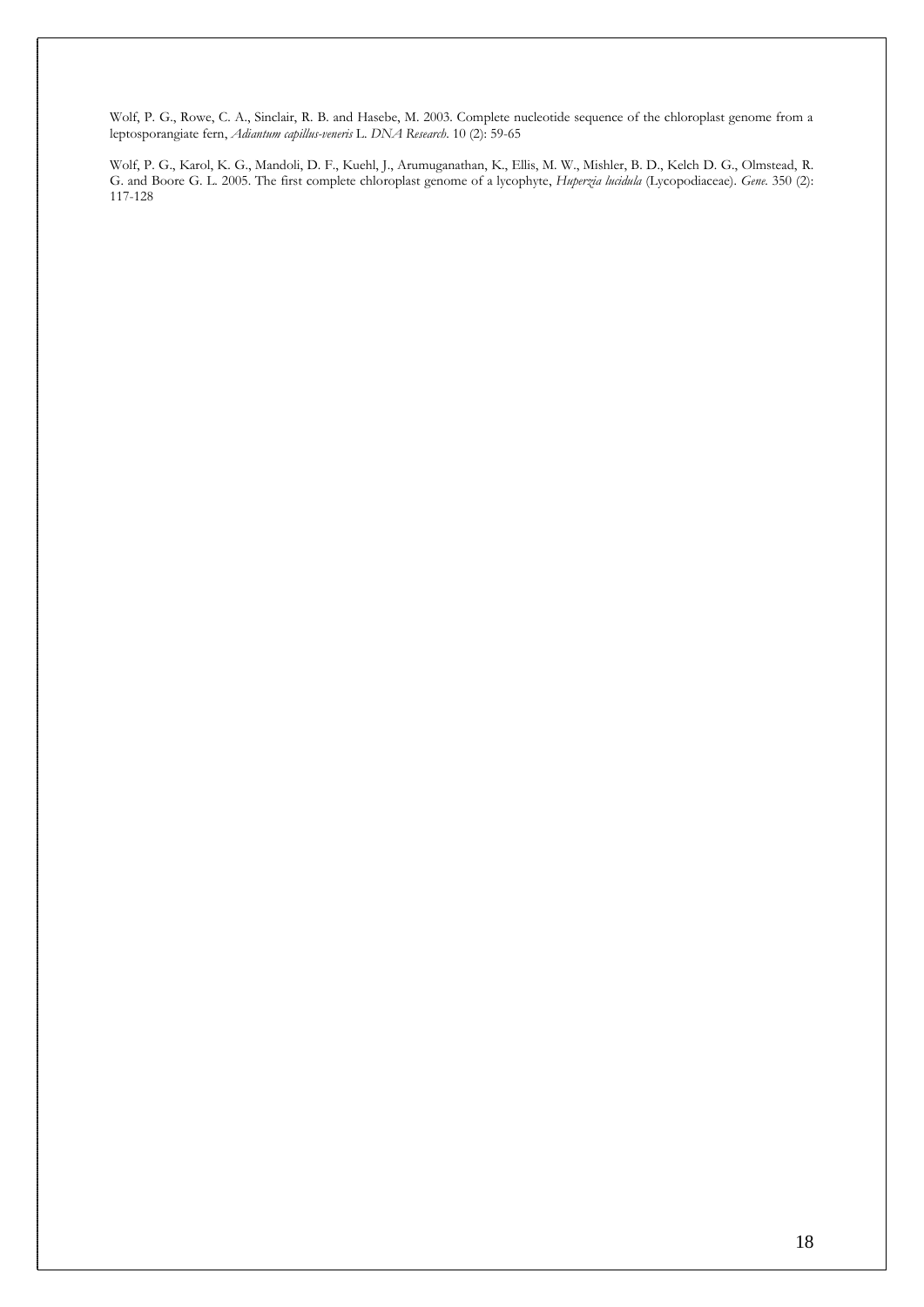Wolf, P. G., Rowe, C. A., Sinclair, R. B. and Hasebe, M. 2003. Complete nucleotide sequence of the chloroplast genome from a leptosporangiate fern, *Adiantum capillus-veneris* L. *DNA Research*. 10 (2): 59-65

Wolf, P. G., Karol, K. G., Mandoli, D. F., Kuehl, J., Arumuganathan, K., Ellis, M. W., Mishler, B. D., Kelch D. G., Olmstead, R. G. and Boore G. L. 2005. The first complete chloroplast genome of a lycophyte, *Huperzia lucidula* (Lycopodiaceae). *Gene*. 350 (2): 117-128